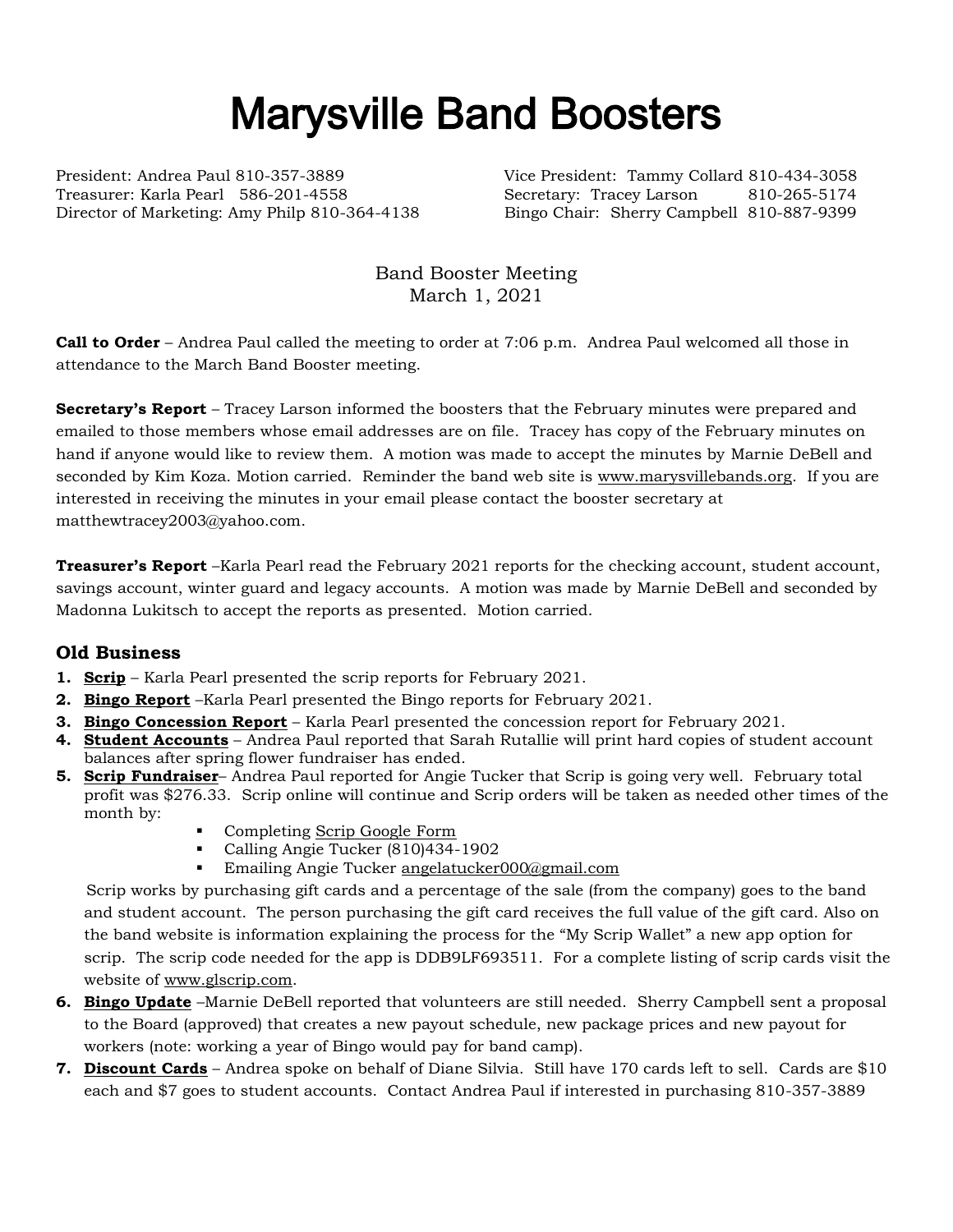# Marysville Band Boosters

President: Andrea Paul 810-357-3889
Vice President: Tammy Collard 810-434-3058
Treasurer: Karla Pearl 586-201-4558
Secretary: Tracey Larson 810-265-5174
Director of Marketing: Amy Philp 810-364-4138
Bingo Chair: Sherry Campbell 810-887-9399

Band Booster Meeting
March 1, 2021

**Call to Order** – Andrea Paul called the meeting to order at 7:06 p.m. Andrea Paul welcomed all those in attendance to the March Band Booster meeting.

**Secretary's Report** – Tracey Larson informed the boosters that the February minutes were prepared and emailed to those members whose email addresses are on file. Tracey has copy of the February minutes on hand if anyone would like to review them. A motion was made to accept the minutes by Marnie DeBell and seconded by Kim Koza. Motion carried. Reminder the band web site is www.marysvillebands.org. If you are interested in receiving the minutes in your email please contact the booster secretary at matthewtracey2003@yahoo.com.

**Treasurer's Report** –Karla Pearl read the February 2021 reports for the checking account, student account, savings account, winter guard and legacy accounts. A motion was made by Marnie DeBell and seconded by Madonna Lukitsch to accept the reports as presented. Motion carried.

## Old Business

1. **Scrip** – Karla Pearl presented the scrip reports for February 2021.
2. **Bingo Report** –Karla Pearl presented the Bingo reports for February 2021.
3. **Bingo Concession Report** – Karla Pearl presented the concession report for February 2021.
4. **Student Accounts** – Andrea Paul reported that Sarah Rutallie will print hard copies of student account balances after spring flower fundraiser has ended.
5. **Scrip Fundraiser**– Andrea Paul reported for Angie Tucker that Scrip is going very well. February total profit was $276.33. Scrip online will continue and Scrip orders will be taken as needed other times of the month by:
   - Completing Scrip Google Form
   - Calling Angie Tucker (810)434-1902
   - Emailing Angie Tucker angelatucker000@gmail.com

   Scrip works by purchasing gift cards and a percentage of the sale (from the company) goes to the band and student account. The person purchasing the gift card receives the full value of the gift card. Also on the band website is information explaining the process for the "My Scrip Wallet" a new app option for scrip. The scrip code needed for the app is DDB9LF693511. For a complete listing of scrip cards visit the website of www.glscrip.com.
6. **Bingo Update** –Marnie DeBell reported that volunteers are still needed. Sherry Campbell sent a proposal to the Board (approved) that creates a new payout schedule, new package prices and new payout for workers (note: working a year of Bingo would pay for band camp).
7. **Discount Cards** – Andrea spoke on behalf of Diane Silvia. Still have 170 cards left to sell. Cards are $10 each and $7 goes to student accounts. Contact Andrea Paul if interested in purchasing 810-357-3889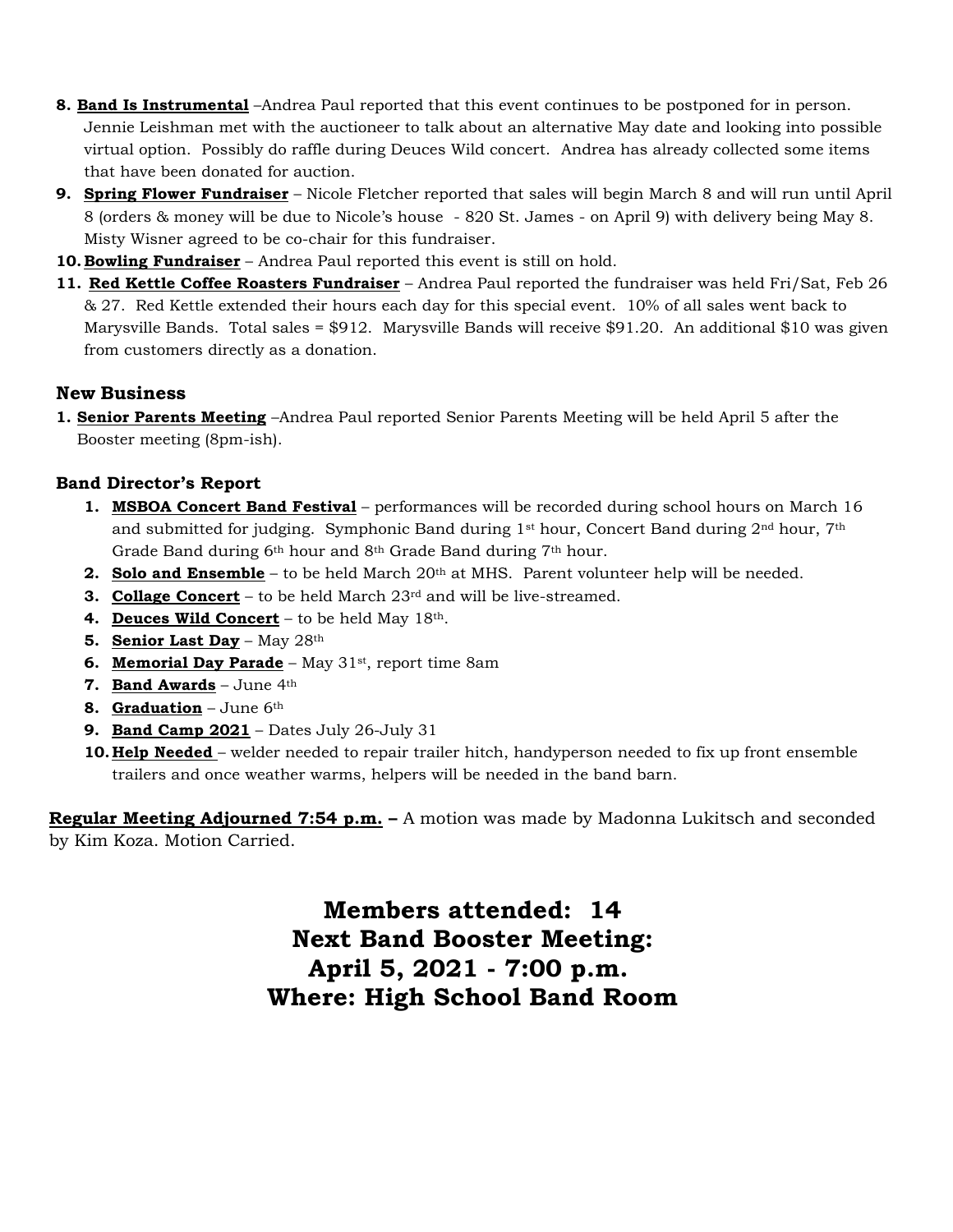8. **Band Is Instrumental** –Andrea Paul reported that this event continues to be postponed for in person. Jennie Leishman met with the auctioneer to talk about an alternative May date and looking into possible virtual option. Possibly do raffle during Deuces Wild concert. Andrea has already collected some items that have been donated for auction.
9. **Spring Flower Fundraiser** – Nicole Fletcher reported that sales will begin March 8 and will run until April 8 (orders & money will be due to Nicole's house - 820 St. James - on April 9) with delivery being May 8. Misty Wisner agreed to be co-chair for this fundraiser.
10. **Bowling Fundraiser** – Andrea Paul reported this event is still on hold.
11. **Red Kettle Coffee Roasters Fundraiser** – Andrea Paul reported the fundraiser was held Fri/Sat, Feb 26 & 27. Red Kettle extended their hours each day for this special event. 10% of all sales went back to Marysville Bands. Total sales = $912. Marysville Bands will receive $91.20. An additional $10 was given from customers directly as a donation.

### New Business

1. **Senior Parents Meeting** –Andrea Paul reported Senior Parents Meeting will be held April 5 after the Booster meeting (8pm-ish).

### Band Director's Report

1. **MSBOA Concert Band Festival** – performances will be recorded during school hours on March 16 and submitted for judging. Symphonic Band during 1st hour, Concert Band during 2nd hour, 7th Grade Band during 6th hour and 8th Grade Band during 7th hour.
2. **Solo and Ensemble** – to be held March 20th at MHS. Parent volunteer help will be needed.
3. **Collage Concert** – to be held March 23rd and will be live-streamed.
4. **Deuces Wild Concert** – to be held May 18th.
5. **Senior Last Day** – May 28th
6. **Memorial Day Parade** – May 31st, report time 8am
7. **Band Awards** – June 4th
8. **Graduation** – June 6th
9. **Band Camp 2021** – Dates July 26-July 31
10. **Help Needed** – welder needed to repair trailer hitch, handyperson needed to fix up front ensemble trailers and once weather warms, helpers will be needed in the band barn.

**Regular Meeting Adjourned 7:54 p.m. –** A motion was made by Madonna Lukitsch and seconded by Kim Koza. Motion Carried.

**Members attended: 14**
**Next Band Booster Meeting:**
**April 5, 2021 - 7:00 p.m.**
**Where: High School Band Room**